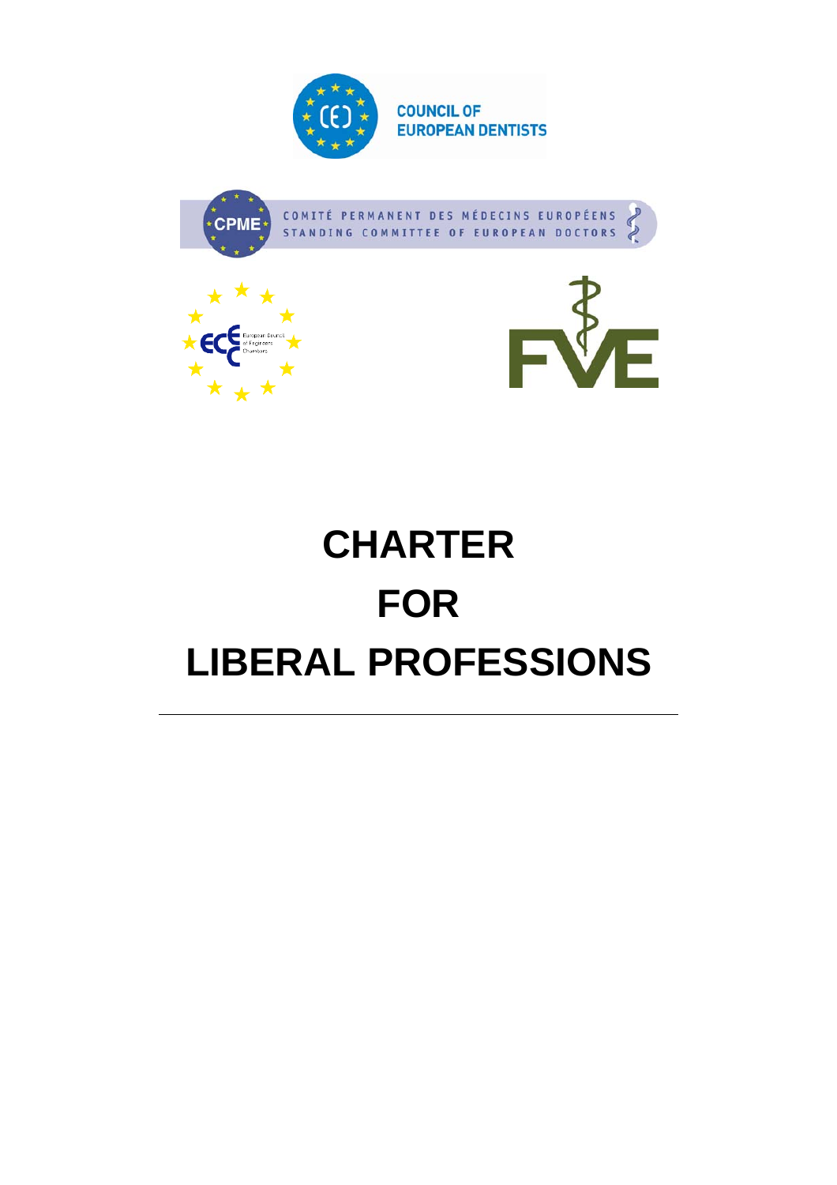COUNCIL OF EUROPEAN DENTISTS

COMITÉ PERMANENT DES MÉDECINS EUROPÉENS
STANDING COMMITTEE OF EUROPEAN DOCTORS

European Council of Engineers Chambers

FVE

# CHARTER FOR LIBERAL PROFESSIONS

---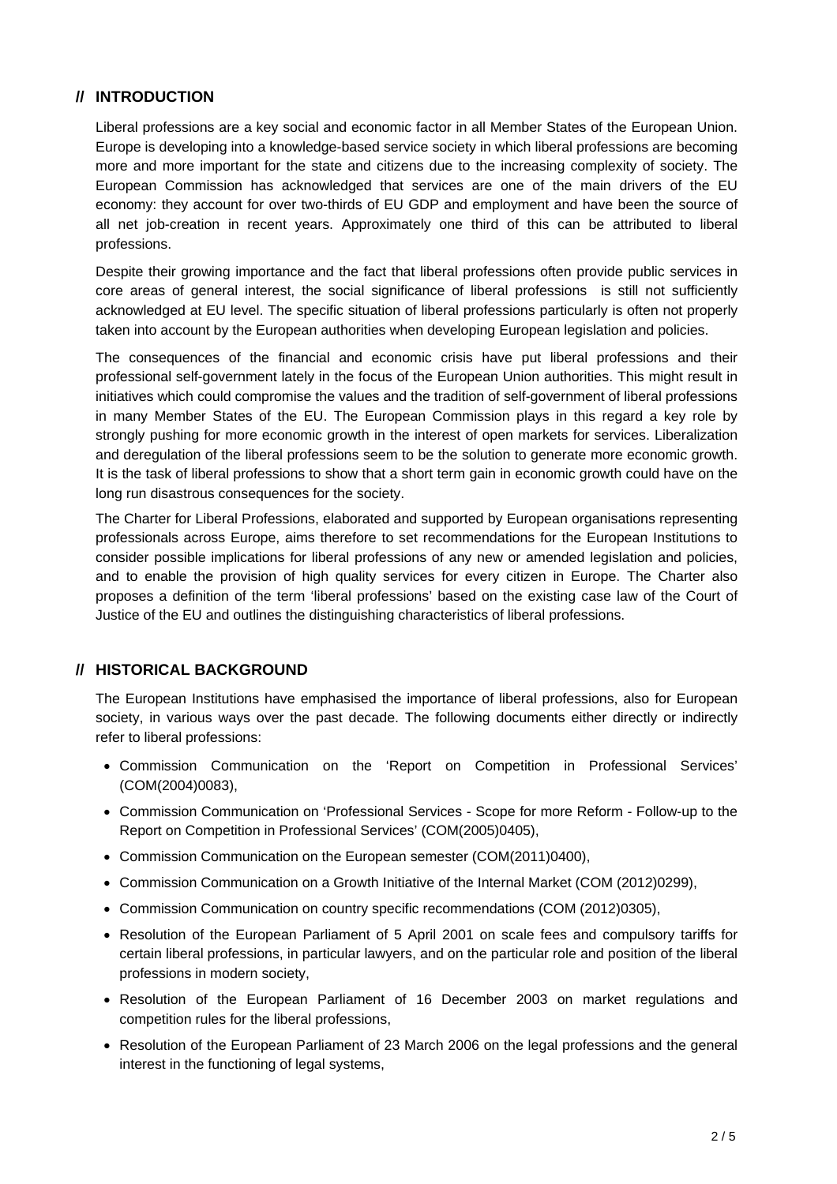## // INTRODUCTION

Liberal professions are a key social and economic factor in all Member States of the European Union. Europe is developing into a knowledge-based service society in which liberal professions are becoming more and more important for the state and citizens due to the increasing complexity of society. The European Commission has acknowledged that services are one of the main drivers of the EU economy: they account for over two-thirds of EU GDP and employment and have been the source of all net job-creation in recent years. Approximately one third of this can be attributed to liberal professions.

Despite their growing importance and the fact that liberal professions often provide public services in core areas of general interest, the social significance of liberal professions is still not sufficiently acknowledged at EU level. The specific situation of liberal professions particularly is often not properly taken into account by the European authorities when developing European legislation and policies.

The consequences of the financial and economic crisis have put liberal professions and their professional self-government lately in the focus of the European Union authorities. This might result in initiatives which could compromise the values and the tradition of self-government of liberal professions in many Member States of the EU. The European Commission plays in this regard a key role by strongly pushing for more economic growth in the interest of open markets for services. Liberalization and deregulation of the liberal professions seem to be the solution to generate more economic growth. It is the task of liberal professions to show that a short term gain in economic growth could have on the long run disastrous consequences for the society.

The Charter for Liberal Professions, elaborated and supported by European organisations representing professionals across Europe, aims therefore to set recommendations for the European Institutions to consider possible implications for liberal professions of any new or amended legislation and policies, and to enable the provision of high quality services for every citizen in Europe. The Charter also proposes a definition of the term 'liberal professions' based on the existing case law of the Court of Justice of the EU and outlines the distinguishing characteristics of liberal professions.

## // HISTORICAL BACKGROUND

The European Institutions have emphasised the importance of liberal professions, also for European society, in various ways over the past decade. The following documents either directly or indirectly refer to liberal professions:

- Commission Communication on the 'Report on Competition in Professional Services' (COM(2004)0083),
- Commission Communication on 'Professional Services - Scope for more Reform - Follow-up to the Report on Competition in Professional Services' (COM(2005)0405),
- Commission Communication on the European semester (COM(2011)0400),
- Commission Communication on a Growth Initiative of the Internal Market (COM (2012)0299),
- Commission Communication on country specific recommendations (COM (2012)0305),
- Resolution of the European Parliament of 5 April 2001 on scale fees and compulsory tariffs for certain liberal professions, in particular lawyers, and on the particular role and position of the liberal professions in modern society,
- Resolution of the European Parliament of 16 December 2003 on market regulations and competition rules for the liberal professions,
- Resolution of the European Parliament of 23 March 2006 on the legal professions and the general interest in the functioning of legal systems,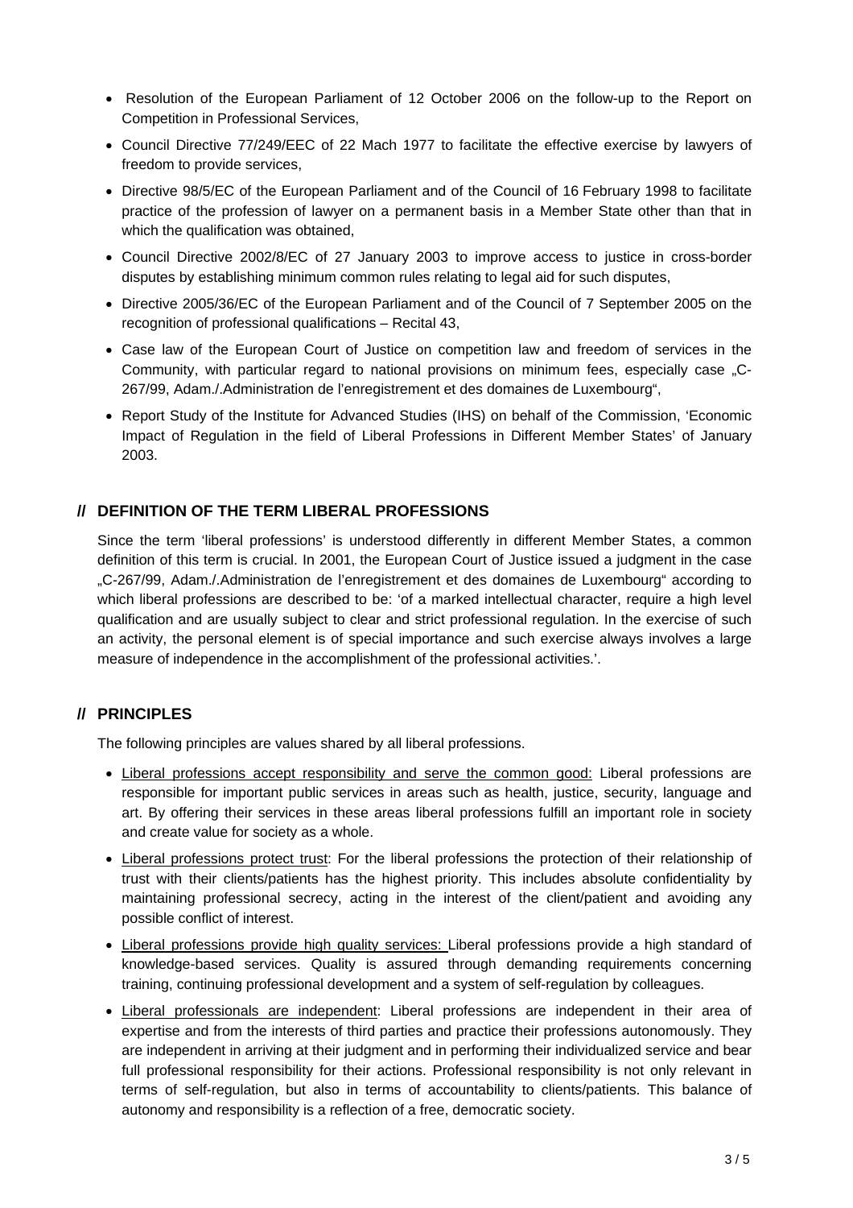- Resolution of the European Parliament of 12 October 2006 on the follow-up to the Report on Competition in Professional Services,
- Council Directive 77/249/EEC of 22 Mach 1977 to facilitate the effective exercise by lawyers of freedom to provide services,
- Directive 98/5/EC of the European Parliament and of the Council of 16 February 1998 to facilitate practice of the profession of lawyer on a permanent basis in a Member State other than that in which the qualification was obtained,
- Council Directive 2002/8/EC of 27 January 2003 to improve access to justice in cross-border disputes by establishing minimum common rules relating to legal aid for such disputes,
- Directive 2005/36/EC of the European Parliament and of the Council of 7 September 2005 on the recognition of professional qualifications – Recital 43,
- Case law of the European Court of Justice on competition law and freedom of services in the Community, with particular regard to national provisions on minimum fees, especially case „C-267/99, Adam./.Administration de l'enregistrement et des domaines de Luxembourg“,
- Report Study of the Institute for Advanced Studies (IHS) on behalf of the Commission, 'Economic Impact of Regulation in the field of Liberal Professions in Different Member States' of January 2003.

## // DEFINITION OF THE TERM LIBERAL PROFESSIONS

Since the term 'liberal professions' is understood differently in different Member States, a common definition of this term is crucial. In 2001, the European Court of Justice issued a judgment in the case „C-267/99, Adam./.Administration de l'enregistrement et des domaines de Luxembourg“ according to which liberal professions are described to be: 'of a marked intellectual character, require a high level qualification and are usually subject to clear and strict professional regulation. In the exercise of such an activity, the personal element is of special importance and such exercise always involves a large measure of independence in the accomplishment of the professional activities.'.

## // PRINCIPLES

The following principles are values shared by all liberal professions.

- <u>Liberal professions accept responsibility and serve the common good:</u> Liberal professions are responsible for important public services in areas such as health, justice, security, language and art. By offering their services in these areas liberal professions fulfill an important role in society and create value for society as a whole.
- <u>Liberal professions protect trust</u>: For the liberal professions the protection of their relationship of trust with their clients/patients has the highest priority. This includes absolute confidentiality by maintaining professional secrecy, acting in the interest of the client/patient and avoiding any possible conflict of interest.
- <u>Liberal professions provide high quality services:</u> Liberal professions provide a high standard of knowledge-based services. Quality is assured through demanding requirements concerning training, continuing professional development and a system of self-regulation by colleagues.
- <u>Liberal professionals are independent</u>: Liberal professions are independent in their area of expertise and from the interests of third parties and practice their professions autonomously. They are independent in arriving at their judgment and in performing their individualized service and bear full professional responsibility for their actions. Professional responsibility is not only relevant in terms of self-regulation, but also in terms of accountability to clients/patients. This balance of autonomy and responsibility is a reflection of a free, democratic society.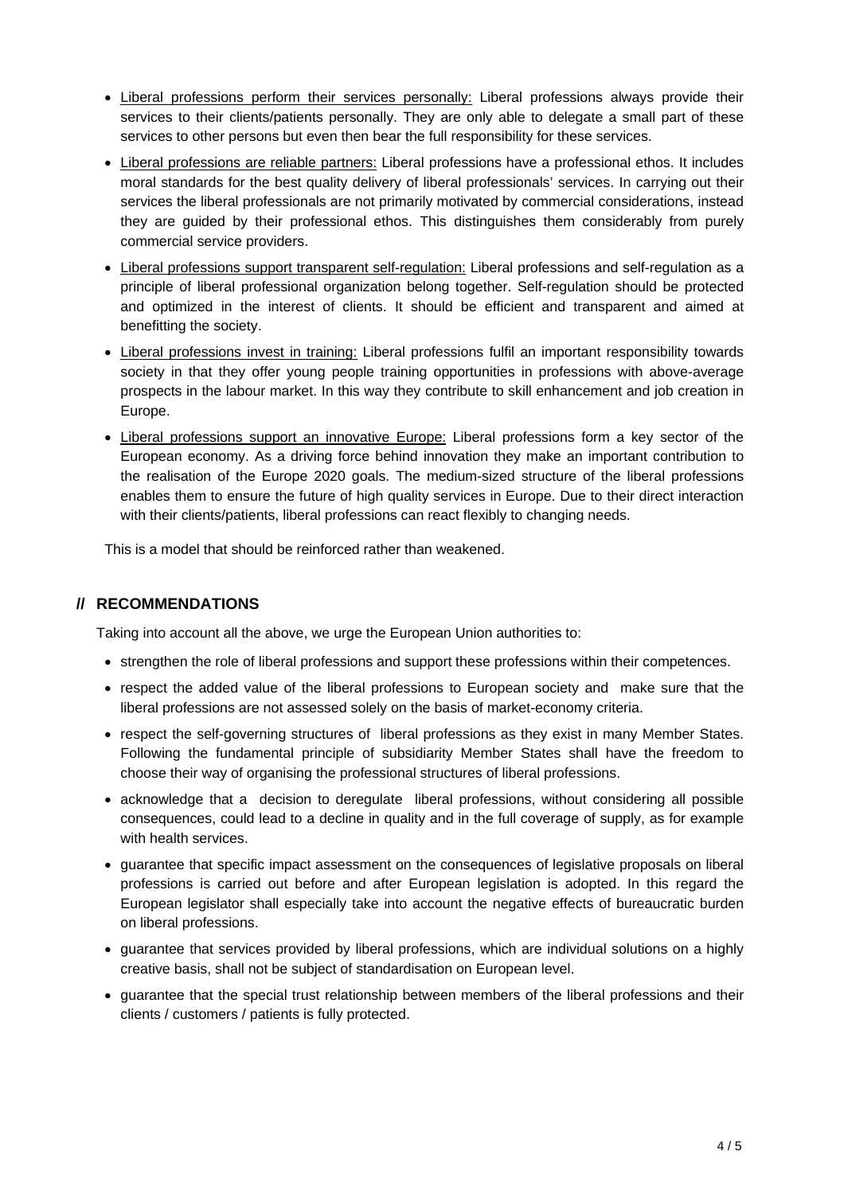- Liberal professions perform their services personally: Liberal professions always provide their services to their clients/patients personally. They are only able to delegate a small part of these services to other persons but even then bear the full responsibility for these services.
- Liberal professions are reliable partners: Liberal professions have a professional ethos. It includes moral standards for the best quality delivery of liberal professionals' services. In carrying out their services the liberal professionals are not primarily motivated by commercial considerations, instead they are guided by their professional ethos. This distinguishes them considerably from purely commercial service providers.
- Liberal professions support transparent self-regulation: Liberal professions and self-regulation as a principle of liberal professional organization belong together. Self-regulation should be protected and optimized in the interest of clients. It should be efficient and transparent and aimed at benefitting the society.
- Liberal professions invest in training: Liberal professions fulfil an important responsibility towards society in that they offer young people training opportunities in professions with above-average prospects in the labour market. In this way they contribute to skill enhancement and job creation in Europe.
- Liberal professions support an innovative Europe: Liberal professions form a key sector of the European economy. As a driving force behind innovation they make an important contribution to the realisation of the Europe 2020 goals. The medium-sized structure of the liberal professions enables them to ensure the future of high quality services in Europe. Due to their direct interaction with their clients/patients, liberal professions can react flexibly to changing needs.

This is a model that should be reinforced rather than weakened.

## // RECOMMENDATIONS

Taking into account all the above, we urge the European Union authorities to:

- strengthen the role of liberal professions and support these professions within their competences.
- respect the added value of the liberal professions to European society and make sure that the liberal professions are not assessed solely on the basis of market-economy criteria.
- respect the self-governing structures of liberal professions as they exist in many Member States. Following the fundamental principle of subsidiarity Member States shall have the freedom to choose their way of organising the professional structures of liberal professions.
- acknowledge that a decision to deregulate liberal professions, without considering all possible consequences, could lead to a decline in quality and in the full coverage of supply, as for example with health services.
- guarantee that specific impact assessment on the consequences of legislative proposals on liberal professions is carried out before and after European legislation is adopted. In this regard the European legislator shall especially take into account the negative effects of bureaucratic burden on liberal professions.
- guarantee that services provided by liberal professions, which are individual solutions on a highly creative basis, shall not be subject of standardisation on European level.
- guarantee that the special trust relationship between members of the liberal professions and their clients / customers / patients is fully protected.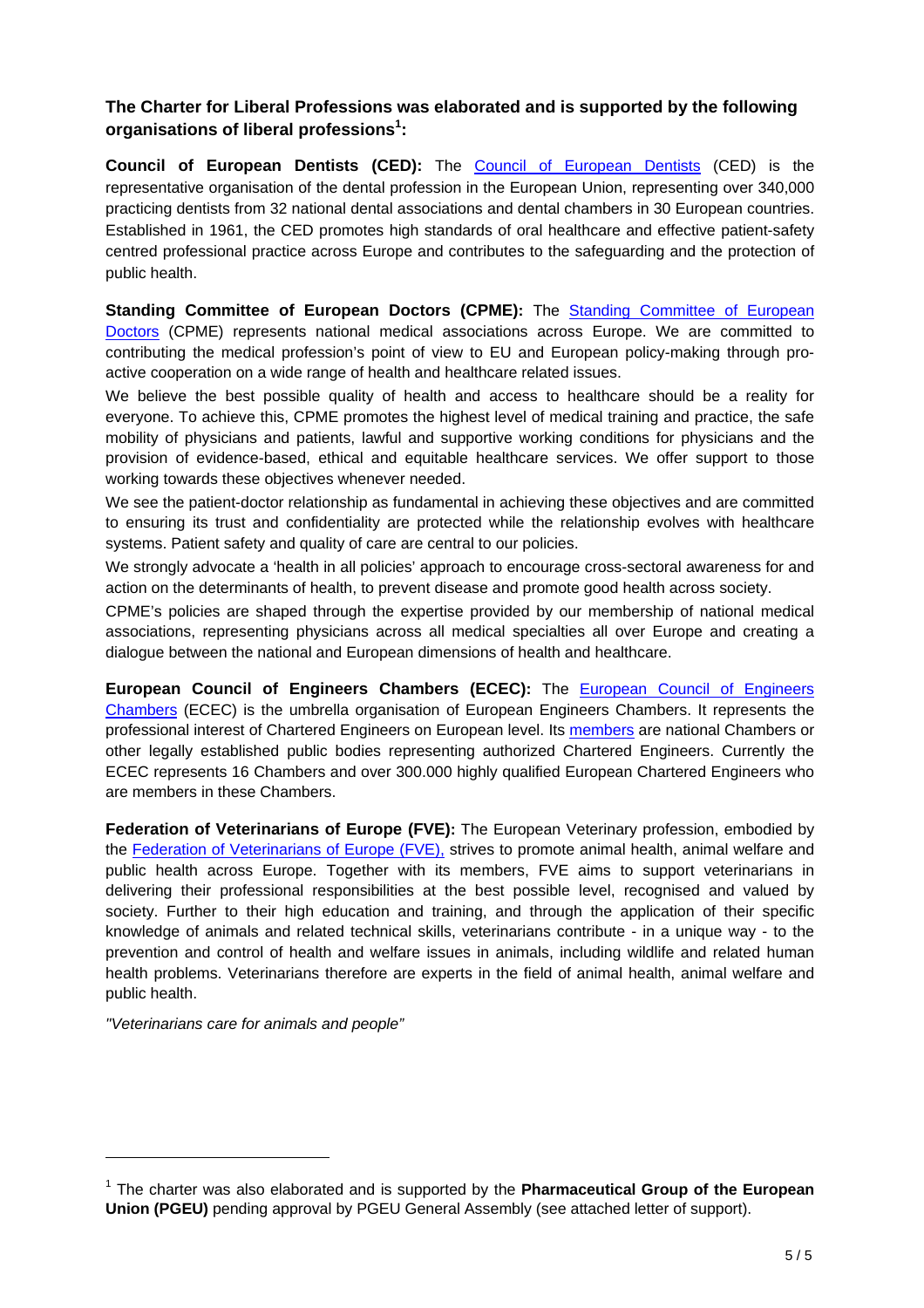### The Charter for Liberal Professions was elaborated and is supported by the following organisations of liberal professions[1]:

**Council of European Dentists (CED):** The Council of European Dentists (CED) is the representative organisation of the dental profession in the European Union, representing over 340,000 practicing dentists from 32 national dental associations and dental chambers in 30 European countries. Established in 1961, the CED promotes high standards of oral healthcare and effective patient-safety centred professional practice across Europe and contributes to the safeguarding and the protection of public health.

**Standing Committee of European Doctors (CPME):** The Standing Committee of European Doctors (CPME) represents national medical associations across Europe. We are committed to contributing the medical profession's point of view to EU and European policy-making through pro-active cooperation on a wide range of health and healthcare related issues.

We believe the best possible quality of health and access to healthcare should be a reality for everyone. To achieve this, CPME promotes the highest level of medical training and practice, the safe mobility of physicians and patients, lawful and supportive working conditions for physicians and the provision of evidence-based, ethical and equitable healthcare services. We offer support to those working towards these objectives whenever needed.

We see the patient-doctor relationship as fundamental in achieving these objectives and are committed to ensuring its trust and confidentiality are protected while the relationship evolves with healthcare systems. Patient safety and quality of care are central to our policies.

We strongly advocate a 'health in all policies' approach to encourage cross-sectoral awareness for and action on the determinants of health, to prevent disease and promote good health across society.

CPME's policies are shaped through the expertise provided by our membership of national medical associations, representing physicians across all medical specialties all over Europe and creating a dialogue between the national and European dimensions of health and healthcare.

**European Council of Engineers Chambers (ECEC):** The European Council of Engineers Chambers (ECEC) is the umbrella organisation of European Engineers Chambers. It represents the professional interest of Chartered Engineers on European level. Its members are national Chambers or other legally established public bodies representing authorized Chartered Engineers. Currently the ECEC represents 16 Chambers and over 300.000 highly qualified European Chartered Engineers who are members in these Chambers.

**Federation of Veterinarians of Europe (FVE):** The European Veterinary profession, embodied by the Federation of Veterinarians of Europe (FVE), strives to promote animal health, animal welfare and public health across Europe. Together with its members, FVE aims to support veterinarians in delivering their professional responsibilities at the best possible level, recognised and valued by society. Further to their high education and training, and through the application of their specific knowledge of animals and related technical skills, veterinarians contribute - in a unique way - to the prevention and control of health and welfare issues in animals, including wildlife and related human health problems. Veterinarians therefore are experts in the field of animal health, animal welfare and public health.

*"Veterinarians care for animals and people"*

---

[1] The charter was also elaborated and is supported by the **Pharmaceutical Group of the European Union (PGEU)** pending approval by PGEU General Assembly (see attached letter of support).